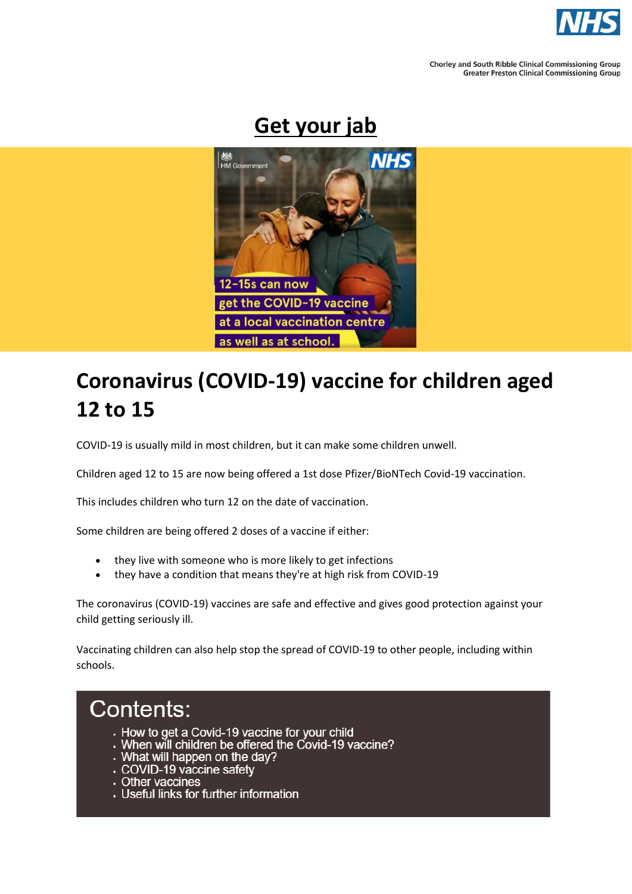Chorley and South Ribble Clinical Commissioning Group
Greater Preston Clinical Commissioning Group

# Get your jab

12-15s can now get the COVID-19 vaccine at a local vaccination centre as well as at school.

## Coronavirus (COVID-19) vaccine for children aged 12 to 15

COVID-19 is usually mild in most children, but it can make some children unwell.

Children aged 12 to 15 are now being offered a 1st dose Pfizer/BioNTech Covid-19 vaccination.

This includes children who turn 12 on the date of vaccination.

Some children are being offered 2 doses of a vaccine if either:

- they live with someone who is more likely to get infections
- they have a condition that means they're at high risk from COVID-19

The coronavirus (COVID-19) vaccines are safe and effective and gives good protection against your child getting seriously ill.

Vaccinating children can also help stop the spread of COVID-19 to other people, including within schools.

## Contents:

- How to get a Covid-19 vaccine for your child
- When will children be offered the Covid-19 vaccine?
- What will happen on the day?
- COVID-19 vaccine safety
- Other vaccines
- Useful links for further information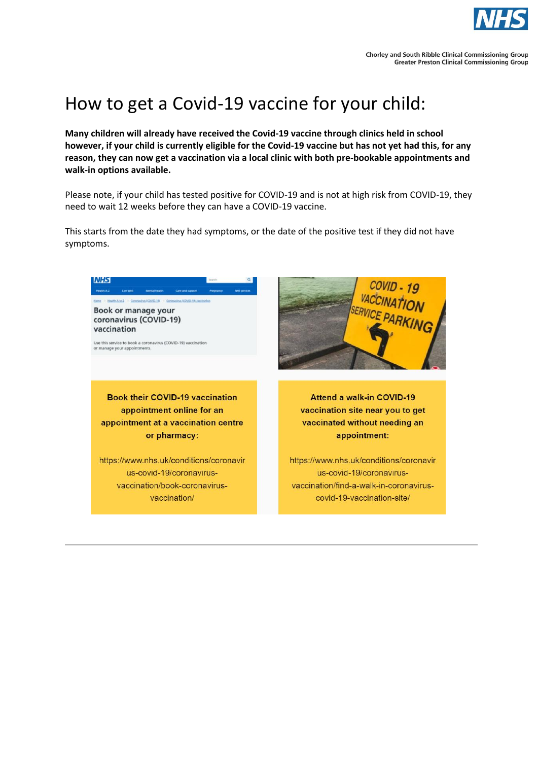# How to get a Covid-19 vaccine for your child:

**Many children will already have received the Covid-19 vaccine through clinics held in school however, if your child is currently eligible for the Covid-19 vaccine but has not yet had this, for any reason, they can now get a vaccination via a local clinic with both pre-bookable appointments and walk-in options available.**

Please note, if your child has tested positive for COVID-19 and is not at high risk from COVID-19, they need to wait 12 weeks before they can have a COVID-19 vaccine.

This starts from the date they had symptoms, or the date of the positive test if they did not have symptoms.

**Book their COVID-19 vaccination appointment online for an appointment at a vaccination centre or pharmacy:**

https://www.nhs.uk/conditions/coronavirus-covid-19/coronavirus-vaccination/book-coronavirus-vaccination/

**Attend a walk-in COVID-19 vaccination site near you to get vaccinated without needing an appointment:**

https://www.nhs.uk/conditions/coronavirus-covid-19/coronavirus-vaccination/find-a-walk-in-coronavirus-covid-19-vaccination-site/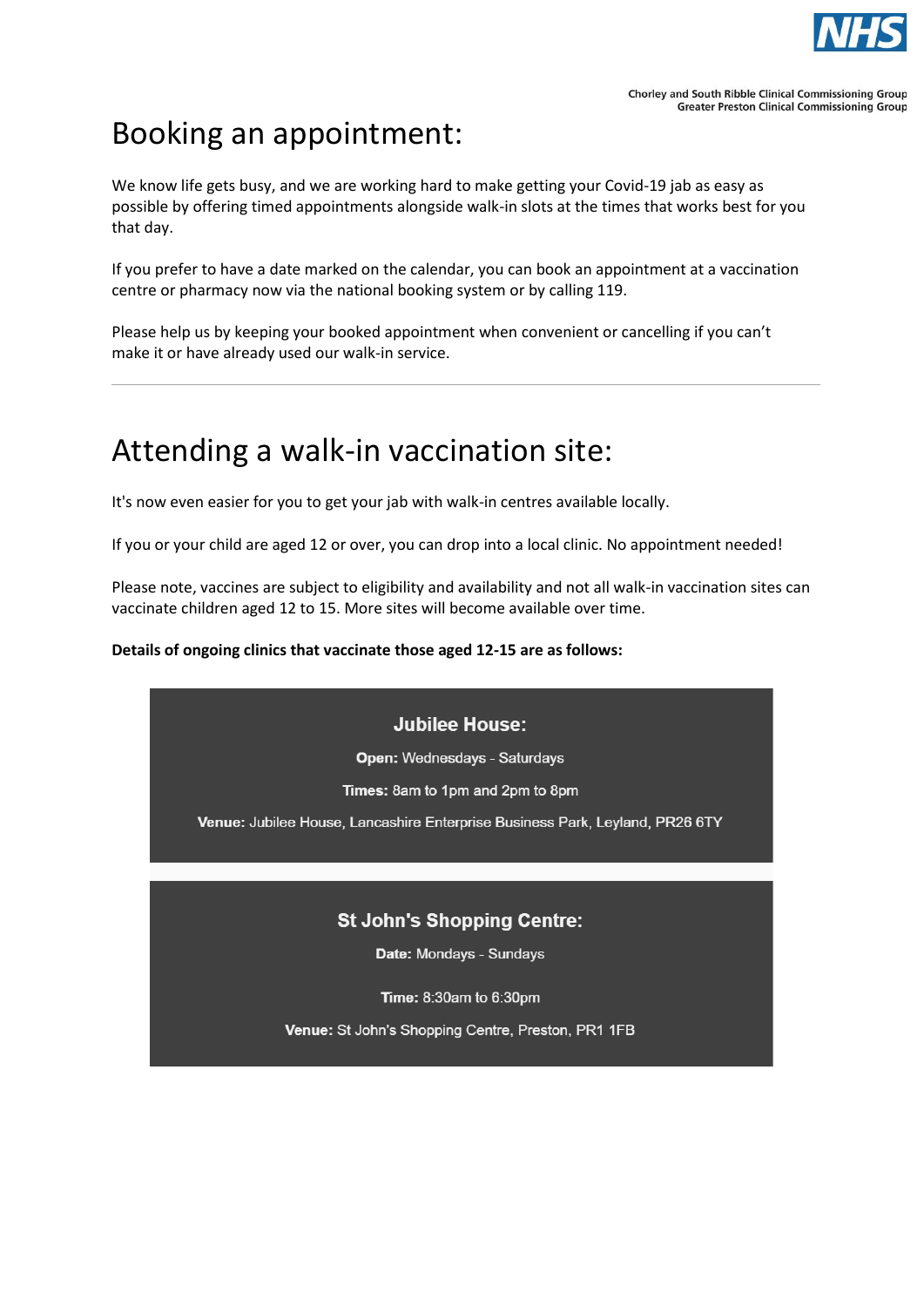# Booking an appointment:

We know life gets busy, and we are working hard to make getting your Covid-19 jab as easy as possible by offering timed appointments alongside walk-in slots at the times that works best for you that day.

If you prefer to have a date marked on the calendar, you can book an appointment at a vaccination centre or pharmacy now via the national booking system or by calling 119.

Please help us by keeping your booked appointment when convenient or cancelling if you can't make it or have already used our walk-in service.

---

# Attending a walk-in vaccination site:

It's now even easier for you to get your jab with walk-in centres available locally.

If you or your child are aged 12 or over, you can drop into a local clinic. No appointment needed!

Please note, vaccines are subject to eligibility and availability and not all walk-in vaccination sites can vaccinate children aged 12 to 15. More sites will become available over time.

**Details of ongoing clinics that vaccinate those aged 12-15 are as follows:**

### Jubilee House:

**Open:** Wednesdays - Saturdays

**Times:** 8am to 1pm and 2pm to 8pm

**Venue:** Jubilee House, Lancashire Enterprise Business Park, Leyland, PR26 6TY

### St John's Shopping Centre:

**Date:** Mondays - Sundays

**Time:** 8:30am to 6:30pm

**Venue:** St John's Shopping Centre, Preston, PR1 1FB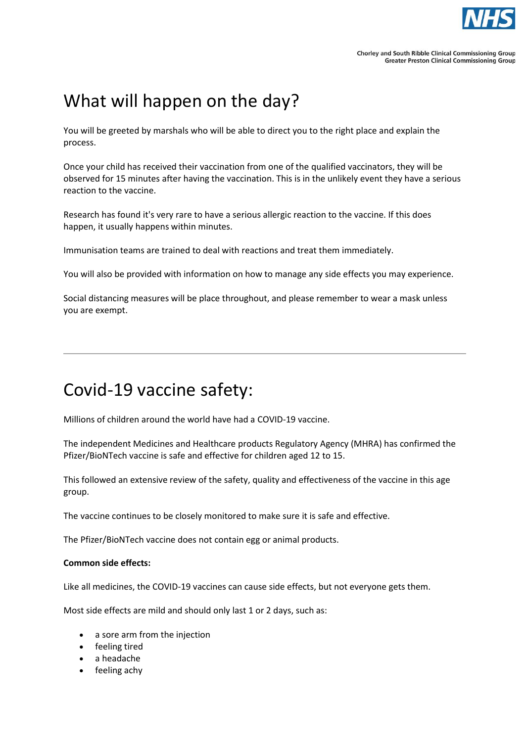# What will happen on the day?

You will be greeted by marshals who will be able to direct you to the right place and explain the process.

Once your child has received their vaccination from one of the qualified vaccinators, they will be observed for 15 minutes after having the vaccination. This is in the unlikely event they have a serious reaction to the vaccine.

Research has found it's very rare to have a serious allergic reaction to the vaccine. If this does happen, it usually happens within minutes.

Immunisation teams are trained to deal with reactions and treat them immediately.

You will also be provided with information on how to manage any side effects you may experience.

Social distancing measures will be place throughout, and please remember to wear a mask unless you are exempt.

---

# Covid-19 vaccine safety:

Millions of children around the world have had a COVID-19 vaccine.

The independent Medicines and Healthcare products Regulatory Agency (MHRA) has confirmed the Pfizer/BioNTech vaccine is safe and effective for children aged 12 to 15.

This followed an extensive review of the safety, quality and effectiveness of the vaccine in this age group.

The vaccine continues to be closely monitored to make sure it is safe and effective.

The Pfizer/BioNTech vaccine does not contain egg or animal products.

**Common side effects:**

Like all medicines, the COVID-19 vaccines can cause side effects, but not everyone gets them.

Most side effects are mild and should only last 1 or 2 days, such as:

- a sore arm from the injection
- feeling tired
- a headache
- feeling achy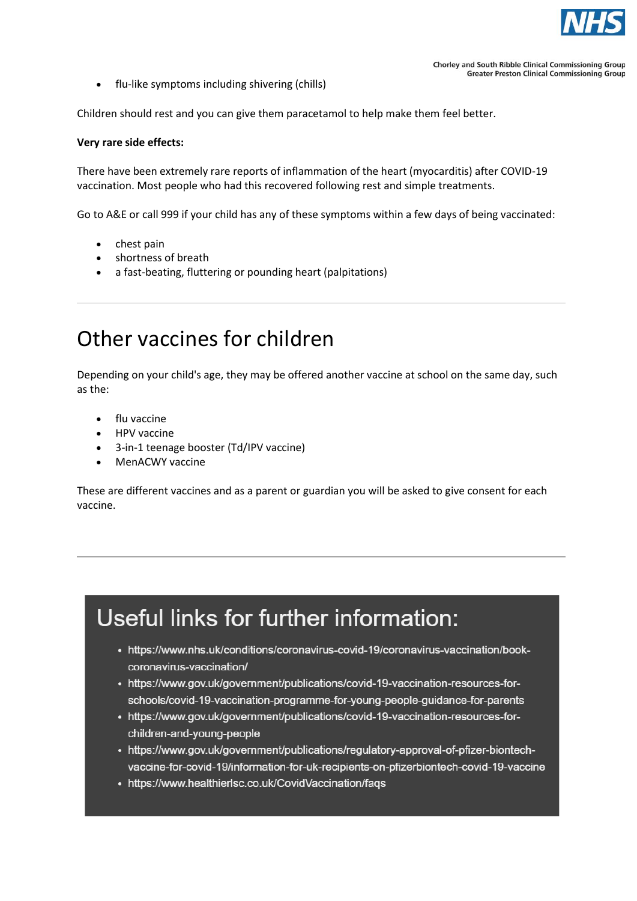- flu-like symptoms including shivering (chills)

Children should rest and you can give them paracetamol to help make them feel better.

**Very rare side effects:**

There have been extremely rare reports of inflammation of the heart (myocarditis) after COVID-19 vaccination. Most people who had this recovered following rest and simple treatments.

Go to A&E or call 999 if your child has any of these symptoms within a few days of being vaccinated:

- chest pain
- shortness of breath
- a fast-beating, fluttering or pounding heart (palpitations)

---

# Other vaccines for children

Depending on your child's age, they may be offered another vaccine at school on the same day, such as the:

- flu vaccine
- HPV vaccine
- 3-in-1 teenage booster (Td/IPV vaccine)
- MenACWY vaccine

These are different vaccines and as a parent or guardian you will be asked to give consent for each vaccine.

---

## Useful links for further information:

- https://www.nhs.uk/conditions/coronavirus-covid-19/coronavirus-vaccination/book-coronavirus-vaccination/
- https://www.gov.uk/government/publications/covid-19-vaccination-resources-for-schools/covid-19-vaccination-programme-for-young-people-guidance-for-parents
- https://www.gov.uk/government/publications/covid-19-vaccination-resources-for-children-and-young-people
- https://www.gov.uk/government/publications/regulatory-approval-of-pfizer-biontech-vaccine-for-covid-19/information-for-uk-recipients-on-pfizerbiontech-covid-19-vaccine
- https://www.healthierlsc.co.uk/CovidVaccination/faqs